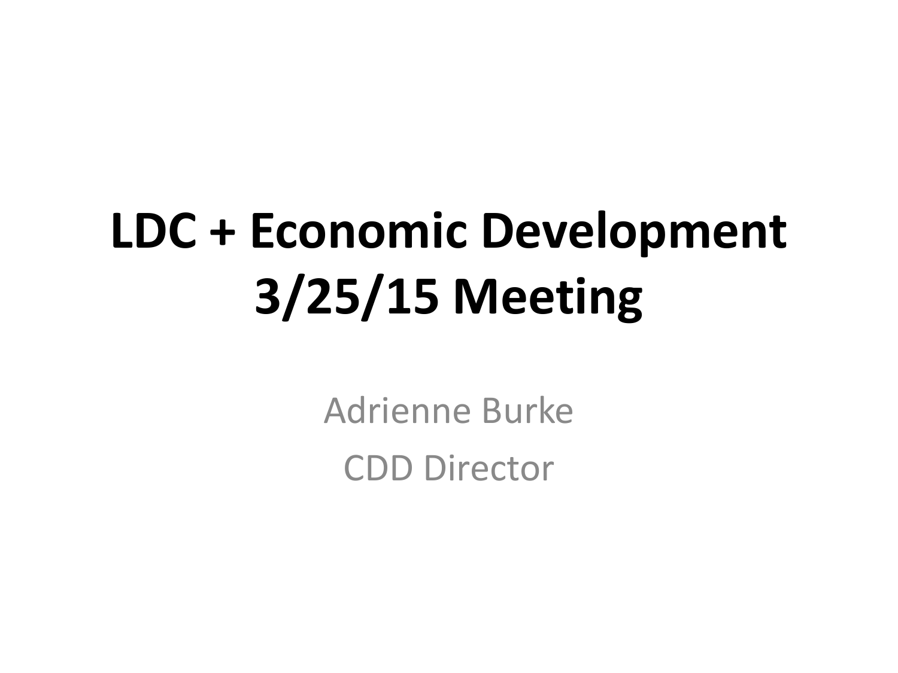# LDC + Economic Development 3/25/15 Meeting

Adrienne Burke

CDD Director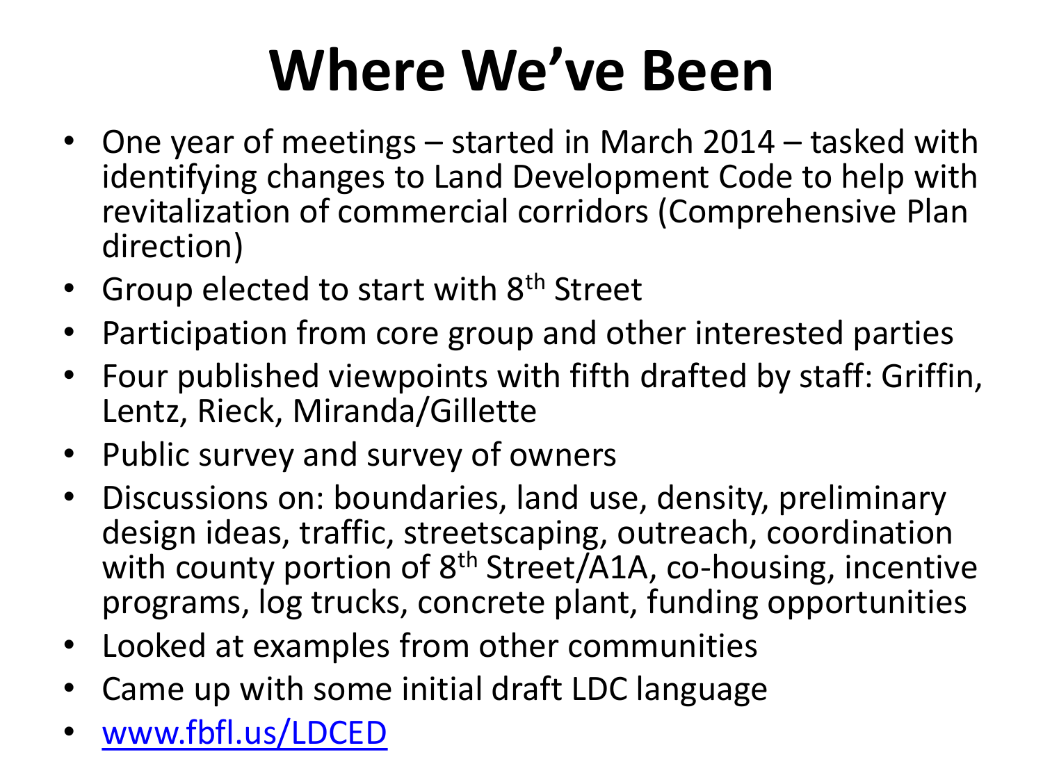# Where We've Been

- One year of meetings – started in March 2014 – tasked with identifying changes to Land Development Code to help with revitalization of commercial corridors (Comprehensive Plan direction)
- Group elected to start with 8th Street
- Participation from core group and other interested parties
- Four published viewpoints with fifth drafted by staff: Griffin, Lentz, Rieck, Miranda/Gillette
- Public survey and survey of owners
- Discussions on: boundaries, land use, density, preliminary design ideas, traffic, streetscaping, outreach, coordination with county portion of 8th Street/A1A, co-housing, incentive programs, log trucks, concrete plant, funding opportunities
- Looked at examples from other communities
- Came up with some initial draft LDC language
- [www.fbfl.us/LDCED](http://www.fbfl.us/LDCED)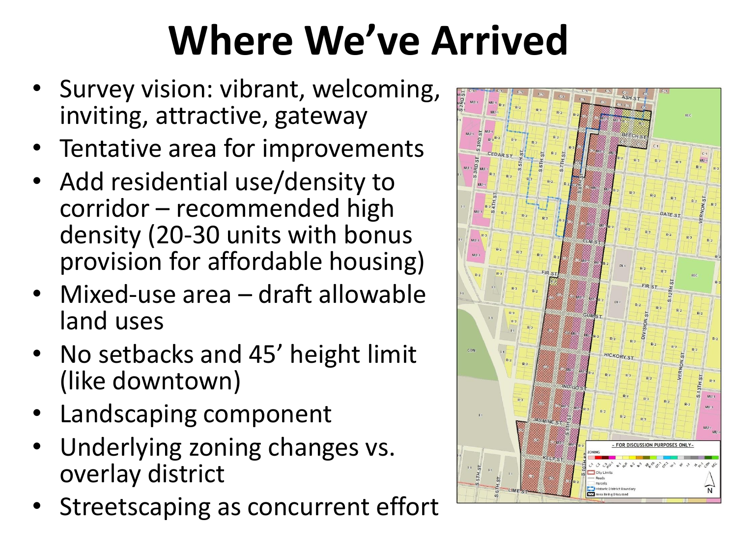# Where We've Arrived

- Survey vision: vibrant, welcoming, inviting, attractive, gateway
- Tentative area for improvements
- Add residential use/density to corridor – recommended high density (20-30 units with bonus provision for affordable housing)
- Mixed-use area – draft allowable land uses
- No setbacks and 45' height limit (like downtown)
- Landscaping component
- Underlying zoning changes vs. overlay district
- Streetscaping as concurrent effort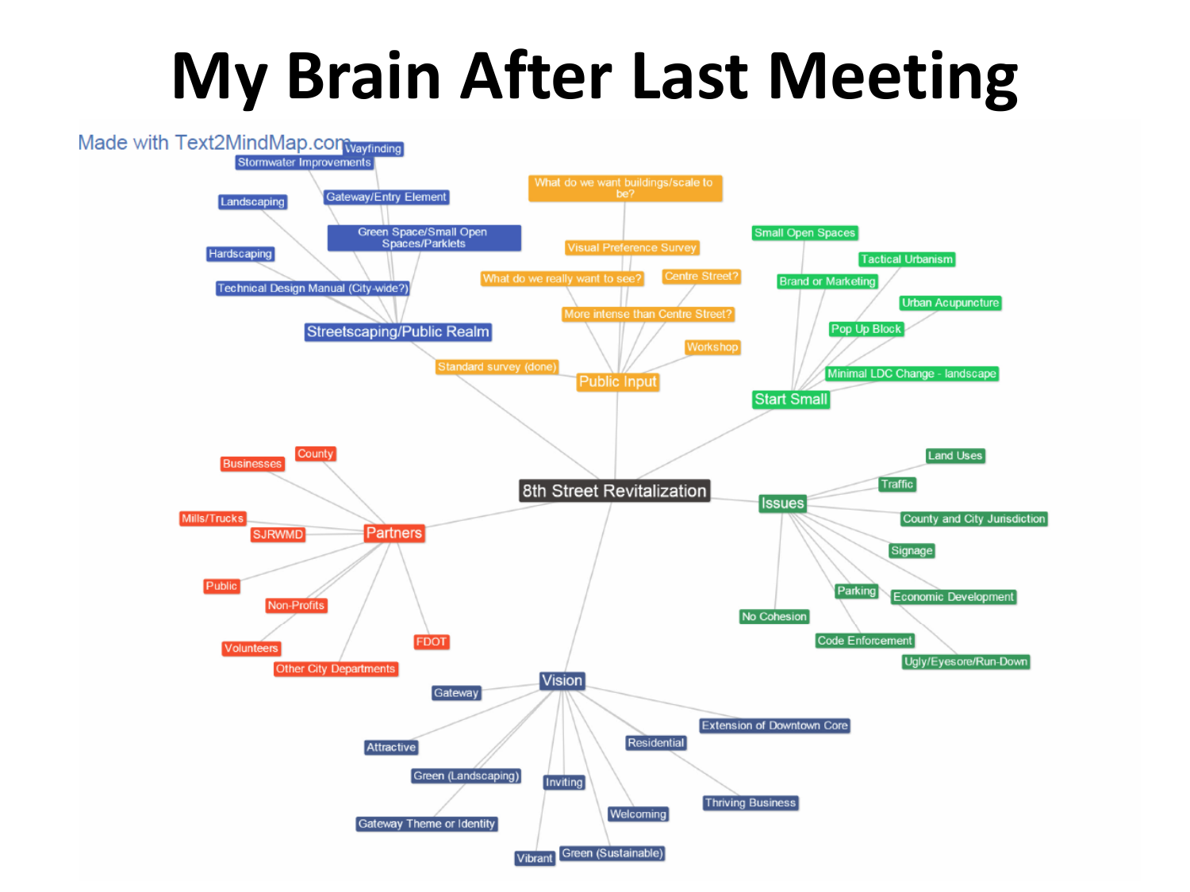# My Brain After Last Meeting

Made with Text2MindMap.com

- **8th Street Revitalization**
  - **Streetscaping/Public Realm**
    - Wayfinding
    - Stormwater Improvements
    - Gateway/Entry Element
    - Landscaping
    - Green Space/Small Open Spaces/Parklets
    - Hardscaping
    - Technical Design Manual (City-wide?)
  - **Public Input**
    - What do we want buildings/scale to be?
    - Visual Preference Survey
    - What do we really want to see?
    - Centre Street?
    - More intense than Centre Street?
    - Workshop
    - Standard survey (done)
  - **Start Small**
    - Small Open Spaces
    - Tactical Urbanism
    - Brand or Marketing
    - Urban Acupuncture
    - Pop Up Block
    - Minimal LDC Change - landscape
  - **Issues**
    - Land Uses
    - Traffic
    - County and City Jurisdiction
    - Signage
    - Parking
    - Economic Development
    - No Cohesion
    - Code Enforcement
    - Ugly/Eyesore/Run-Down
  - **Partners**
    - County
    - Businesses
    - Mills/Trucks
    - SJRWMD
    - Public
    - Non-Profits
    - Volunteers
    - FDOT
    - Other City Departments
  - **Vision**
    - Gateway
    - Extension of Downtown Core
    - Attractive
    - Residential
    - Green (Landscaping)
    - Inviting
    - Thriving Business
    - Welcoming
    - Gateway Theme or Identity
    - Vibrant
    - Green (Sustainable)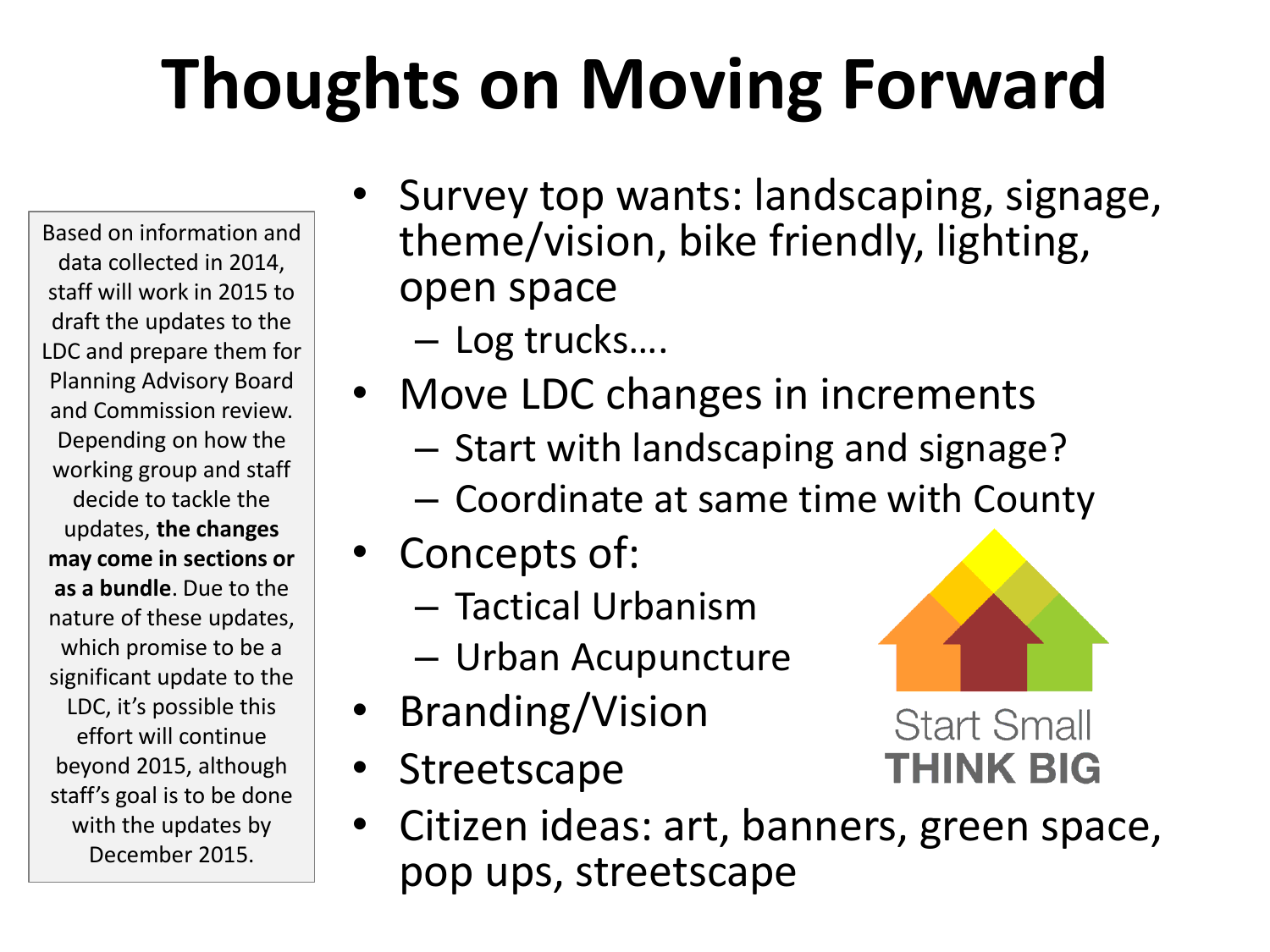# Thoughts on Moving Forward

Based on information and data collected in 2014, staff will work in 2015 to draft the updates to the LDC and prepare them for Planning Advisory Board and Commission review. Depending on how the working group and staff decide to tackle the updates, **the changes may come in sections or as a bundle**. Due to the nature of these updates, which promise to be a significant update to the LDC, it's possible this effort will continue beyond 2015, although staff's goal is to be done with the updates by December 2015.

- Survey top wants: landscaping, signage, theme/vision, bike friendly, lighting, open space
  - Log trucks….
- Move LDC changes in increments
  - Start with landscaping and signage?
  - Coordinate at same time with County
- Concepts of:
  - Tactical Urbanism
  - Urban Acupuncture
- Branding/Vision
- Streetscape
- Citizen ideas: art, banners, green space, pop ups, streetscape

Start Small
THINK BIG